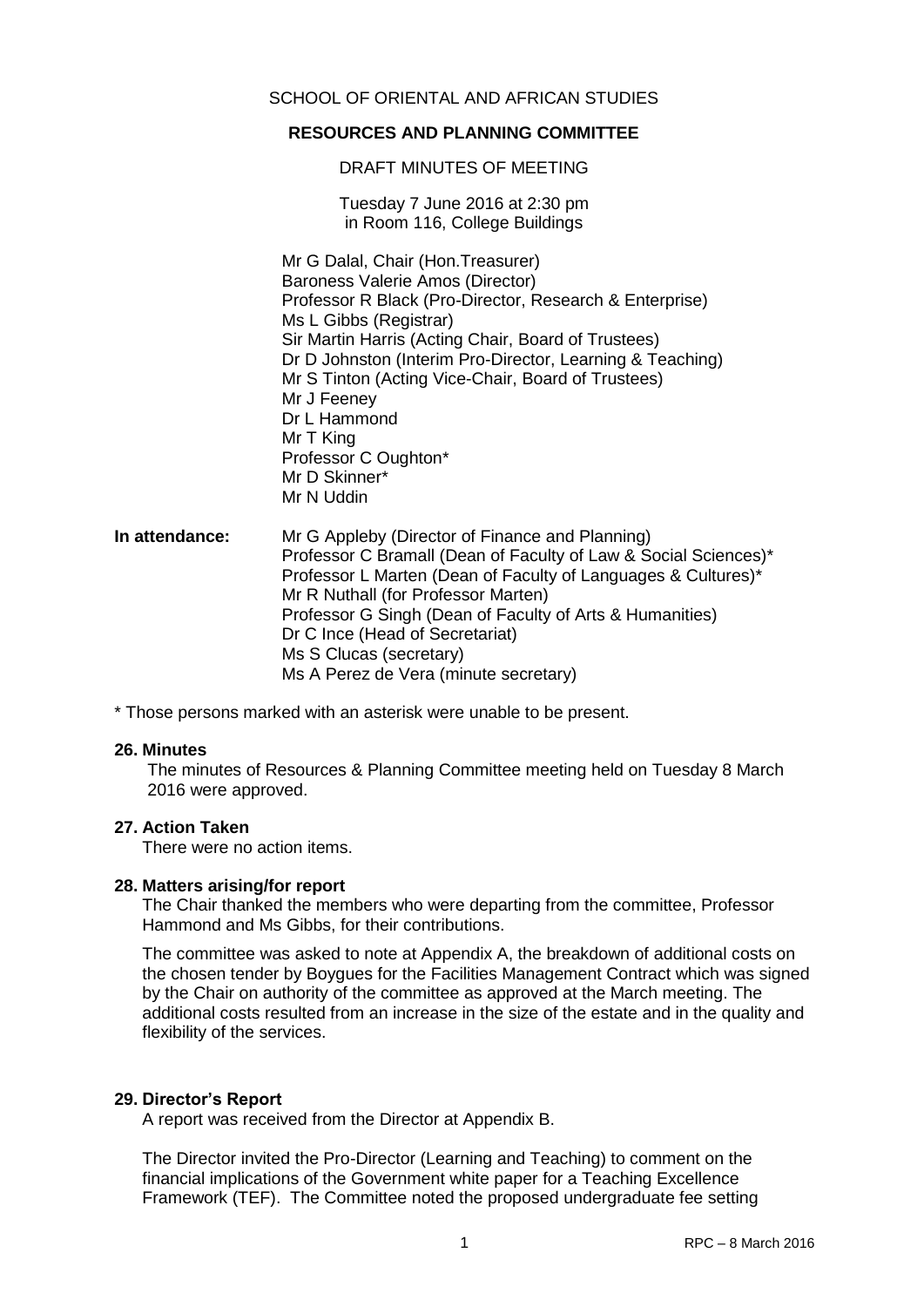SCHOOL OF ORIENTAL AND AFRICAN STUDIES

# RESOURCES AND PLANNING COMMITTEE

DRAFT MINUTES OF MEETING

Tuesday 7 June 2016 at 2:30 pm
in Room 116, College Buildings

Mr G Dalal, Chair (Hon.Treasurer)
Baroness Valerie Amos (Director)
Professor R Black (Pro-Director, Research & Enterprise)
Ms L Gibbs (Registrar)
Sir Martin Harris (Acting Chair, Board of Trustees)
Dr D Johnston (Interim Pro-Director, Learning & Teaching)
Mr S Tinton (Acting Vice-Chair, Board of Trustees)
Mr J Feeney
Dr L Hammond
Mr T King
Professor C Oughton*
Mr D Skinner*
Mr N Uddin

**In attendance:**
Mr G Appleby (Director of Finance and Planning)
Professor C Bramall (Dean of Faculty of Law & Social Sciences)*
Professor L Marten (Dean of Faculty of Languages & Cultures)*
Mr R Nuthall (for Professor Marten)
Professor G Singh (Dean of Faculty of Arts & Humanities)
Dr C Ince (Head of Secretariat)
Ms S Clucas (secretary)
Ms A Perez de Vera (minute secretary)

\* Those persons marked with an asterisk were unable to be present.

### 26. Minutes

The minutes of Resources & Planning Committee meeting held on Tuesday 8 March 2016 were approved.

### 27. Action Taken

There were no action items.

### 28. Matters arising/for report

The Chair thanked the members who were departing from the committee, Professor Hammond and Ms Gibbs, for their contributions.

The committee was asked to note at Appendix A, the breakdown of additional costs on the chosen tender by Boygues for the Facilities Management Contract which was signed by the Chair on authority of the committee as approved at the March meeting. The additional costs resulted from an increase in the size of the estate and in the quality and flexibility of the services.

### 29. Director's Report

A report was received from the Director at Appendix B.

The Director invited the Pro-Director (Learning and Teaching) to comment on the financial implications of the Government white paper for a Teaching Excellence Framework (TEF). The Committee noted the proposed undergraduate fee setting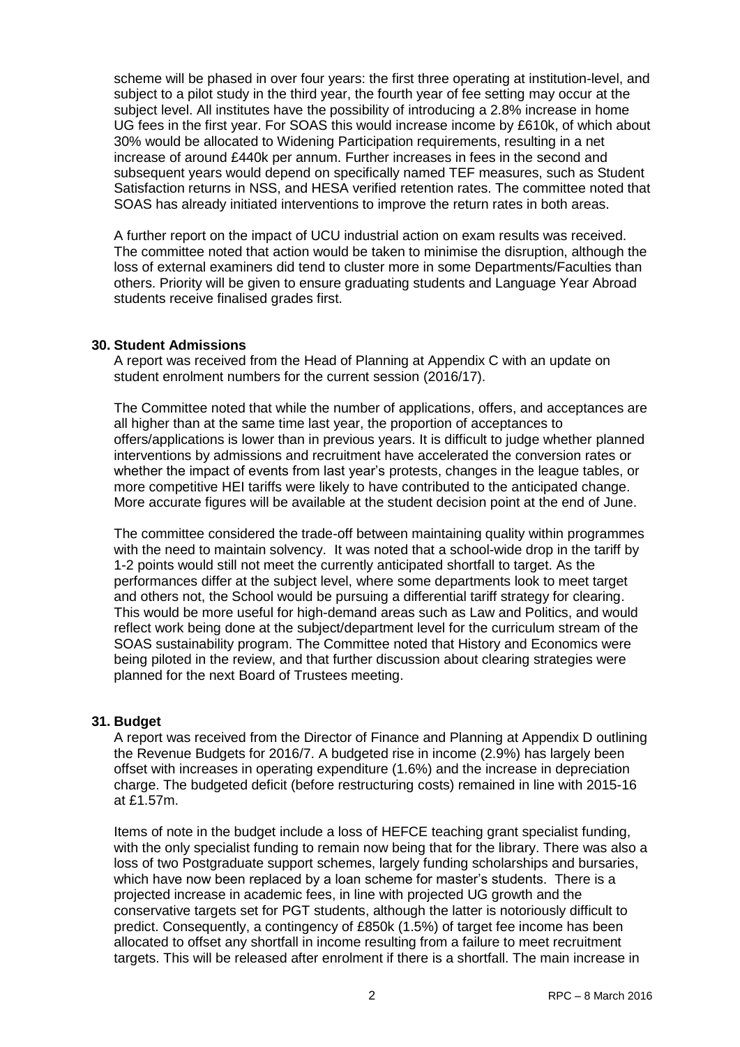scheme will be phased in over four years: the first three operating at institution-level, and subject to a pilot study in the third year, the fourth year of fee setting may occur at the subject level. All institutes have the possibility of introducing a 2.8% increase in home UG fees in the first year. For SOAS this would increase income by £610k, of which about 30% would be allocated to Widening Participation requirements, resulting in a net increase of around £440k per annum. Further increases in fees in the second and subsequent years would depend on specifically named TEF measures, such as Student Satisfaction returns in NSS, and HESA verified retention rates. The committee noted that SOAS has already initiated interventions to improve the return rates in both areas.

A further report on the impact of UCU industrial action on exam results was received. The committee noted that action would be taken to minimise the disruption, although the loss of external examiners did tend to cluster more in some Departments/Faculties than others. Priority will be given to ensure graduating students and Language Year Abroad students receive finalised grades first.

**30. Student Admissions**

A report was received from the Head of Planning at Appendix C with an update on student enrolment numbers for the current session (2016/17).

The Committee noted that while the number of applications, offers, and acceptances are all higher than at the same time last year, the proportion of acceptances to offers/applications is lower than in previous years. It is difficult to judge whether planned interventions by admissions and recruitment have accelerated the conversion rates or whether the impact of events from last year's protests, changes in the league tables, or more competitive HEI tariffs were likely to have contributed to the anticipated change. More accurate figures will be available at the student decision point at the end of June.

The committee considered the trade-off between maintaining quality within programmes with the need to maintain solvency. It was noted that a school-wide drop in the tariff by 1-2 points would still not meet the currently anticipated shortfall to target. As the performances differ at the subject level, where some departments look to meet target and others not, the School would be pursuing a differential tariff strategy for clearing. This would be more useful for high-demand areas such as Law and Politics, and would reflect work being done at the subject/department level for the curriculum stream of the SOAS sustainability program. The Committee noted that History and Economics were being piloted in the review, and that further discussion about clearing strategies were planned for the next Board of Trustees meeting.

**31. Budget**

A report was received from the Director of Finance and Planning at Appendix D outlining the Revenue Budgets for 2016/7. A budgeted rise in income (2.9%) has largely been offset with increases in operating expenditure (1.6%) and the increase in depreciation charge. The budgeted deficit (before restructuring costs) remained in line with 2015-16 at £1.57m.

Items of note in the budget include a loss of HEFCE teaching grant specialist funding, with the only specialist funding to remain now being that for the library. There was also a loss of two Postgraduate support schemes, largely funding scholarships and bursaries, which have now been replaced by a loan scheme for master's students. There is a projected increase in academic fees, in line with projected UG growth and the conservative targets set for PGT students, although the latter is notoriously difficult to predict. Consequently, a contingency of £850k (1.5%) of target fee income has been allocated to offset any shortfall in income resulting from a failure to meet recruitment targets. This will be released after enrolment if there is a shortfall. The main increase in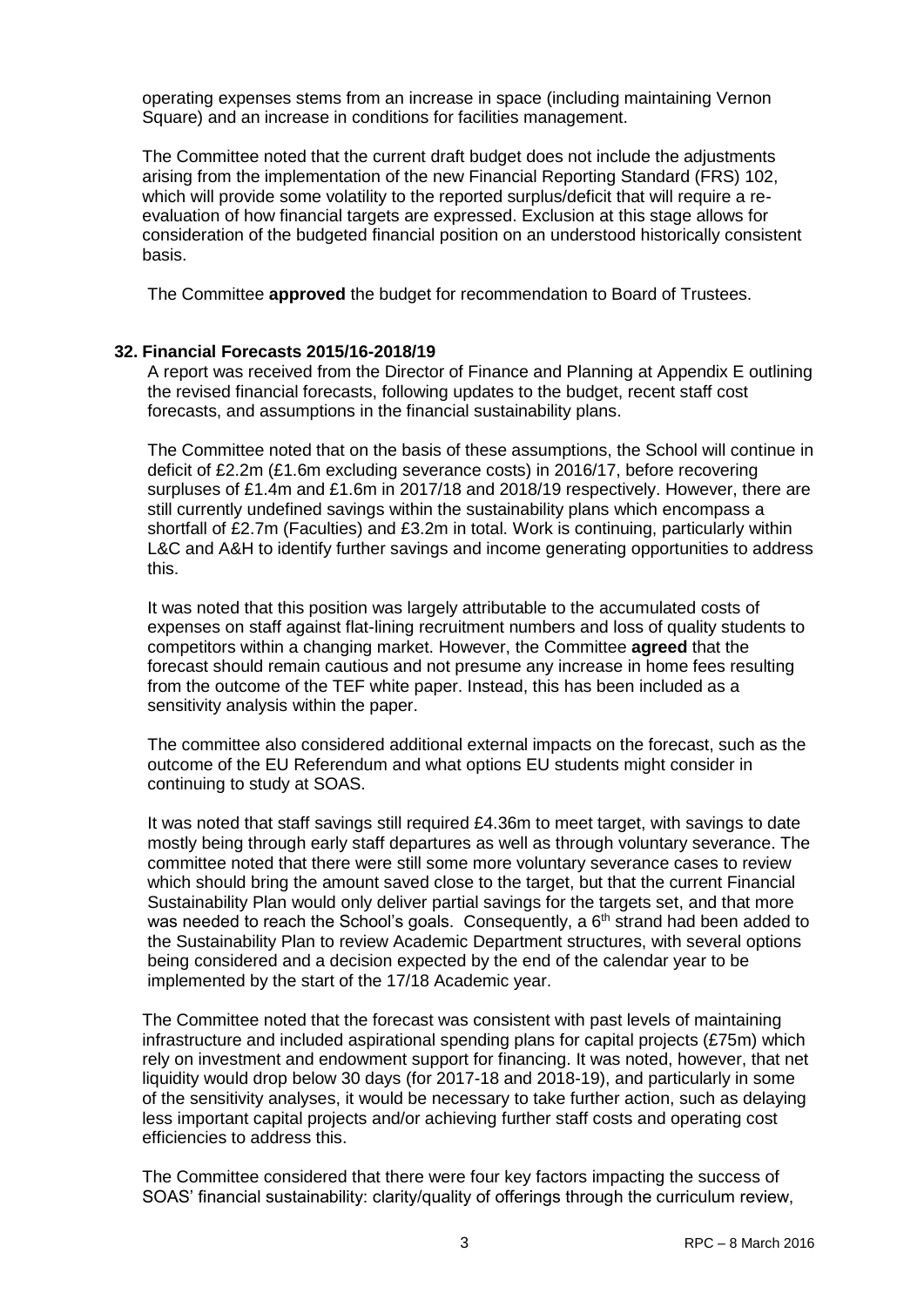operating expenses stems from an increase in space (including maintaining Vernon Square) and an increase in conditions for facilities management.

The Committee noted that the current draft budget does not include the adjustments arising from the implementation of the new Financial Reporting Standard (FRS) 102, which will provide some volatility to the reported surplus/deficit that will require a re-evaluation of how financial targets are expressed. Exclusion at this stage allows for consideration of the budgeted financial position on an understood historically consistent basis.

The Committee **approved** the budget for recommendation to Board of Trustees.

### 32. Financial Forecasts 2015/16-2018/19

A report was received from the Director of Finance and Planning at Appendix E outlining the revised financial forecasts, following updates to the budget, recent staff cost forecasts, and assumptions in the financial sustainability plans.

The Committee noted that on the basis of these assumptions, the School will continue in deficit of £2.2m (£1.6m excluding severance costs) in 2016/17, before recovering surpluses of £1.4m and £1.6m in 2017/18 and 2018/19 respectively. However, there are still currently undefined savings within the sustainability plans which encompass a shortfall of £2.7m (Faculties) and £3.2m in total. Work is continuing, particularly within L&C and A&H to identify further savings and income generating opportunities to address this.

It was noted that this position was largely attributable to the accumulated costs of expenses on staff against flat-lining recruitment numbers and loss of quality students to competitors within a changing market. However, the Committee **agreed** that the forecast should remain cautious and not presume any increase in home fees resulting from the outcome of the TEF white paper. Instead, this has been included as a sensitivity analysis within the paper.

The committee also considered additional external impacts on the forecast, such as the outcome of the EU Referendum and what options EU students might consider in continuing to study at SOAS.

It was noted that staff savings still required £4.36m to meet target, with savings to date mostly being through early staff departures as well as through voluntary severance. The committee noted that there were still some more voluntary severance cases to review which should bring the amount saved close to the target, but that the current Financial Sustainability Plan would only deliver partial savings for the targets set, and that more was needed to reach the School's goals. Consequently, a 6th strand had been added to the Sustainability Plan to review Academic Department structures, with several options being considered and a decision expected by the end of the calendar year to be implemented by the start of the 17/18 Academic year.

The Committee noted that the forecast was consistent with past levels of maintaining infrastructure and included aspirational spending plans for capital projects (£75m) which rely on investment and endowment support for financing. It was noted, however, that net liquidity would drop below 30 days (for 2017-18 and 2018-19), and particularly in some of the sensitivity analyses, it would be necessary to take further action, such as delaying less important capital projects and/or achieving further staff costs and operating cost efficiencies to address this.

The Committee considered that there were four key factors impacting the success of SOAS' financial sustainability: clarity/quality of offerings through the curriculum review,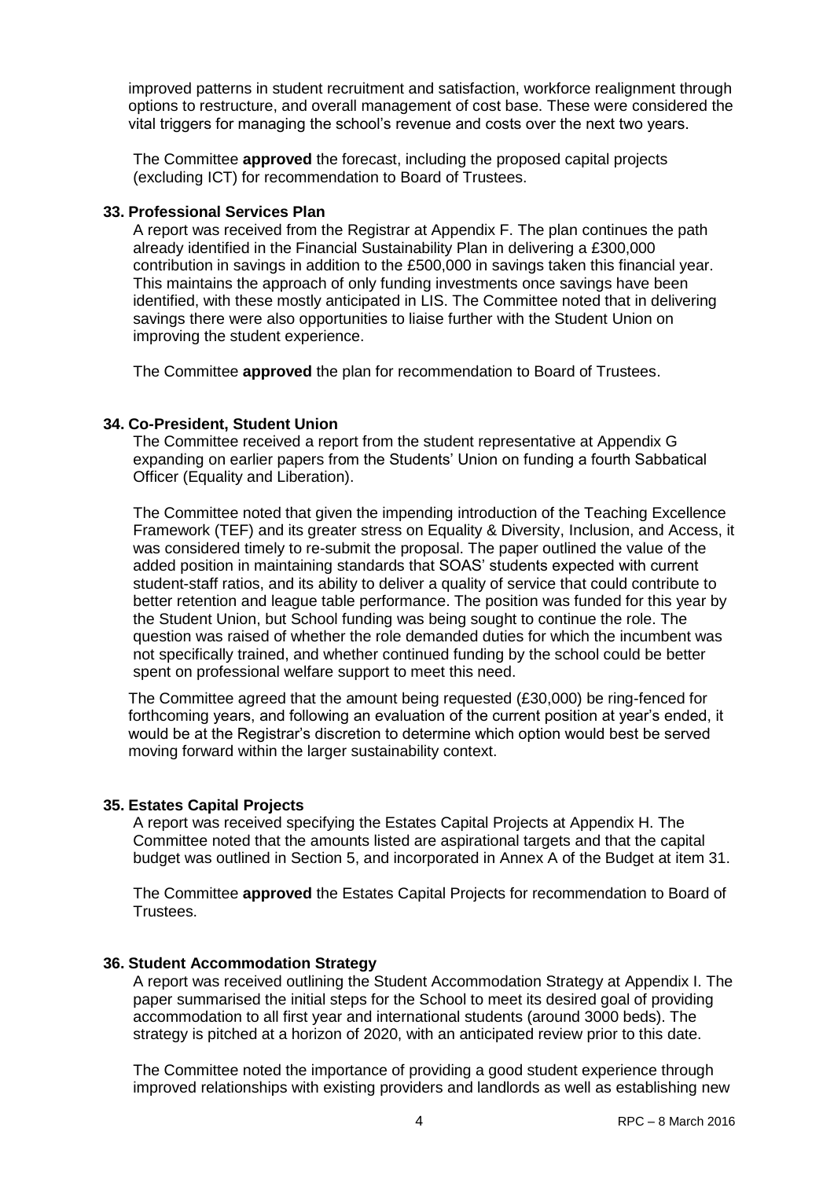improved patterns in student recruitment and satisfaction, workforce realignment through options to restructure, and overall management of cost base. These were considered the vital triggers for managing the school's revenue and costs over the next two years.

The Committee **approved** the forecast, including the proposed capital projects (excluding ICT) for recommendation to Board of Trustees.

### 33. Professional Services Plan

A report was received from the Registrar at Appendix F. The plan continues the path already identified in the Financial Sustainability Plan in delivering a £300,000 contribution in savings in addition to the £500,000 in savings taken this financial year. This maintains the approach of only funding investments once savings have been identified, with these mostly anticipated in LIS. The Committee noted that in delivering savings there were also opportunities to liaise further with the Student Union on improving the student experience.

The Committee **approved** the plan for recommendation to Board of Trustees.

### 34. Co-President, Student Union

The Committee received a report from the student representative at Appendix G expanding on earlier papers from the Students' Union on funding a fourth Sabbatical Officer (Equality and Liberation).

The Committee noted that given the impending introduction of the Teaching Excellence Framework (TEF) and its greater stress on Equality & Diversity, Inclusion, and Access, it was considered timely to re-submit the proposal. The paper outlined the value of the added position in maintaining standards that SOAS' students expected with current student-staff ratios, and its ability to deliver a quality of service that could contribute to better retention and league table performance. The position was funded for this year by the Student Union, but School funding was being sought to continue the role. The question was raised of whether the role demanded duties for which the incumbent was not specifically trained, and whether continued funding by the school could be better spent on professional welfare support to meet this need.

The Committee agreed that the amount being requested (£30,000) be ring-fenced for forthcoming years, and following an evaluation of the current position at year's ended, it would be at the Registrar's discretion to determine which option would best be served moving forward within the larger sustainability context.

### 35. Estates Capital Projects

A report was received specifying the Estates Capital Projects at Appendix H. The Committee noted that the amounts listed are aspirational targets and that the capital budget was outlined in Section 5, and incorporated in Annex A of the Budget at item 31.

The Committee **approved** the Estates Capital Projects for recommendation to Board of Trustees.

### 36. Student Accommodation Strategy

A report was received outlining the Student Accommodation Strategy at Appendix I. The paper summarised the initial steps for the School to meet its desired goal of providing accommodation to all first year and international students (around 3000 beds). The strategy is pitched at a horizon of 2020, with an anticipated review prior to this date.

The Committee noted the importance of providing a good student experience through improved relationships with existing providers and landlords as well as establishing new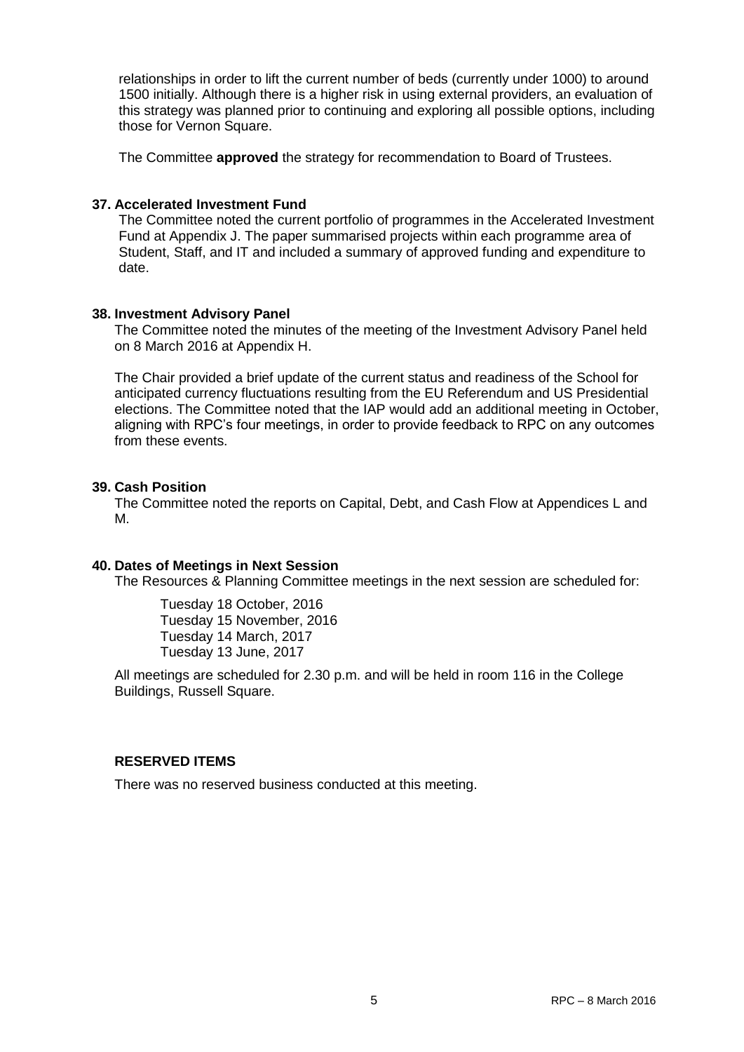relationships in order to lift the current number of beds (currently under 1000) to around 1500 initially. Although there is a higher risk in using external providers, an evaluation of this strategy was planned prior to continuing and exploring all possible options, including those for Vernon Square.

The Committee **approved** the strategy for recommendation to Board of Trustees.

**37. Accelerated Investment Fund**

The Committee noted the current portfolio of programmes in the Accelerated Investment Fund at Appendix J. The paper summarised projects within each programme area of Student, Staff, and IT and included a summary of approved funding and expenditure to date.

**38. Investment Advisory Panel**

The Committee noted the minutes of the meeting of the Investment Advisory Panel held on 8 March 2016 at Appendix H.

The Chair provided a brief update of the current status and readiness of the School for anticipated currency fluctuations resulting from the EU Referendum and US Presidential elections. The Committee noted that the IAP would add an additional meeting in October, aligning with RPC's four meetings, in order to provide feedback to RPC on any outcomes from these events.

**39. Cash Position**

The Committee noted the reports on Capital, Debt, and Cash Flow at Appendices L and M.

**40. Dates of Meetings in Next Session**

The Resources & Planning Committee meetings in the next session are scheduled for:

Tuesday 18 October, 2016
Tuesday 15 November, 2016
Tuesday 14 March, 2017
Tuesday 13 June, 2017

All meetings are scheduled for 2.30 p.m. and will be held in room 116 in the College Buildings, Russell Square.

**RESERVED ITEMS**

There was no reserved business conducted at this meeting.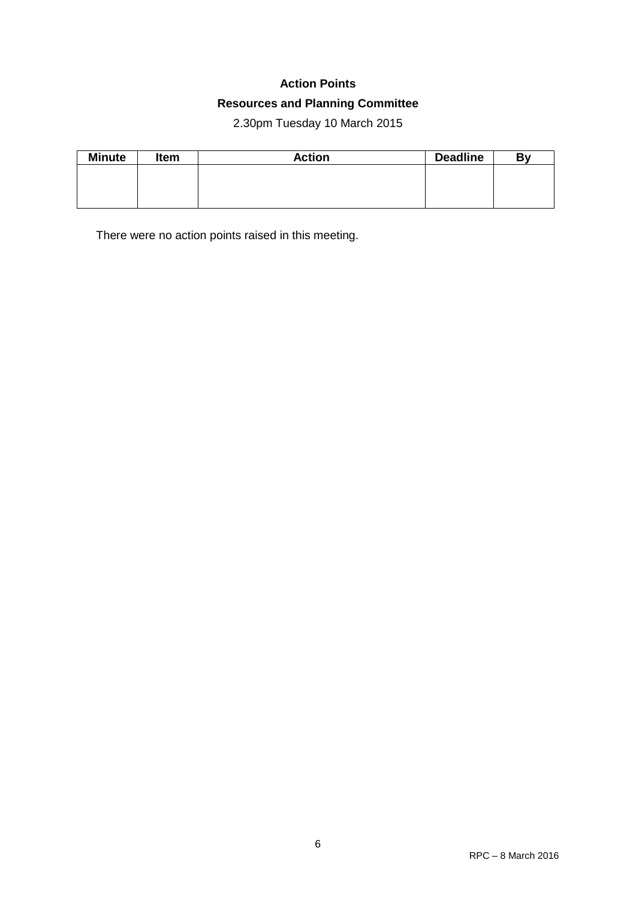**Action Points**

**Resources and Planning Committee**

2.30pm Tuesday 10 March 2015

| Minute | Item | Action | Deadline | By |
| --- | --- | --- | --- | --- |
| | | | | |

There were no action points raised in this meeting.